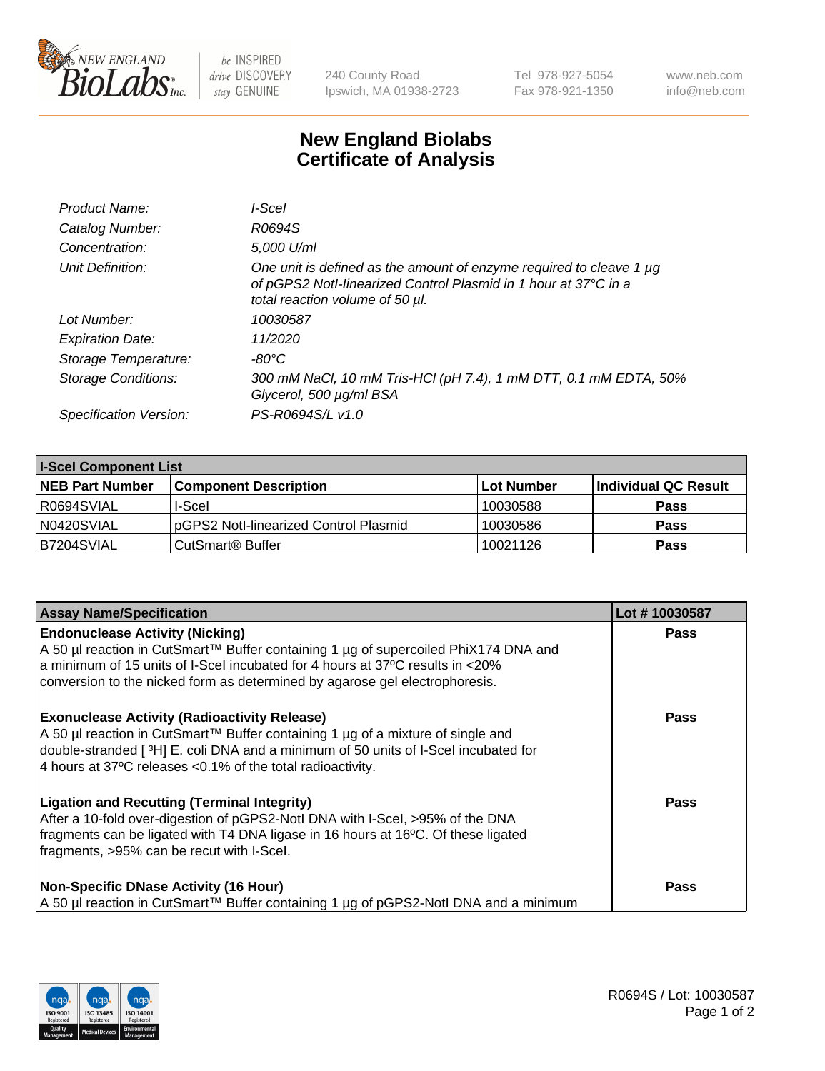240 County Road
Ipswich, MA 01938-2723

Tel 978-927-5054
Fax 978-921-1350

www.neb.com
info@neb.com

# New England Biolabs
# Certificate of Analysis

| | |
|---|---|
| *Product Name:* | *I-SceI* |
| *Catalog Number:* | *R0694S* |
| *Concentration:* | *5,000 U/ml* |
| *Unit Definition:* | *One unit is defined as the amount of enzyme required to cleave 1 µg of pGPS2 NotI-linearized Control Plasmid in 1 hour at 37°C in a total reaction volume of 50 µl.* |
| *Lot Number:* | *10030587* |
| *Expiration Date:* | *11/2020* |
| *Storage Temperature:* | *-80°C* |
| *Storage Conditions:* | *300 mM NaCl, 10 mM Tris-HCl (pH 7.4), 1 mM DTT, 0.1 mM EDTA, 50% Glycerol, 500 µg/ml BSA* |
| *Specification Version:* | *PS-R0694S/L v1.0* |

| I-SceI Component List | | | |
|---|---|---|---|
| **NEB Part Number** | **Component Description** | **Lot Number** | **Individual QC Result** |
| R0694SVIAL | I-SceI | 10030588 | **Pass** |
| N0420SVIAL | pGPS2 NotI-linearized Control Plasmid | 10030586 | **Pass** |
| B7204SVIAL | CutSmart® Buffer | 10021126 | **Pass** |

| Assay Name/Specification | Lot # 10030587 |
|---|---|
| **Endonuclease Activity (Nicking)**<br>A 50 µl reaction in CutSmart™ Buffer containing 1 µg of supercoiled PhiX174 DNA and a minimum of 15 units of I-SceI incubated for 4 hours at 37ºC results in <20% conversion to the nicked form as determined by agarose gel electrophoresis. | **Pass** |
| **Exonuclease Activity (Radioactivity Release)**<br>A 50 µl reaction in CutSmart™ Buffer containing 1 µg of a mixture of single and double-stranded [ $^3$H] E. coli DNA and a minimum of 50 units of I-SceI incubated for 4 hours at 37ºC releases <0.1% of the total radioactivity. | **Pass** |
| **Ligation and Recutting (Terminal Integrity)**<br>After a 10-fold over-digestion of pGPS2-NotI DNA with I-SceI, >95% of the DNA fragments can be ligated with T4 DNA ligase in 16 hours at 16ºC. Of these ligated fragments, >95% can be recut with I-SceI. | **Pass** |
| **Non-Specific DNase Activity (16 Hour)**<br>A 50 µl reaction in CutSmart™ Buffer containing 1 µg of pGPS2-NotI DNA and a minimum | **Pass** |

R0694S / Lot: 10030587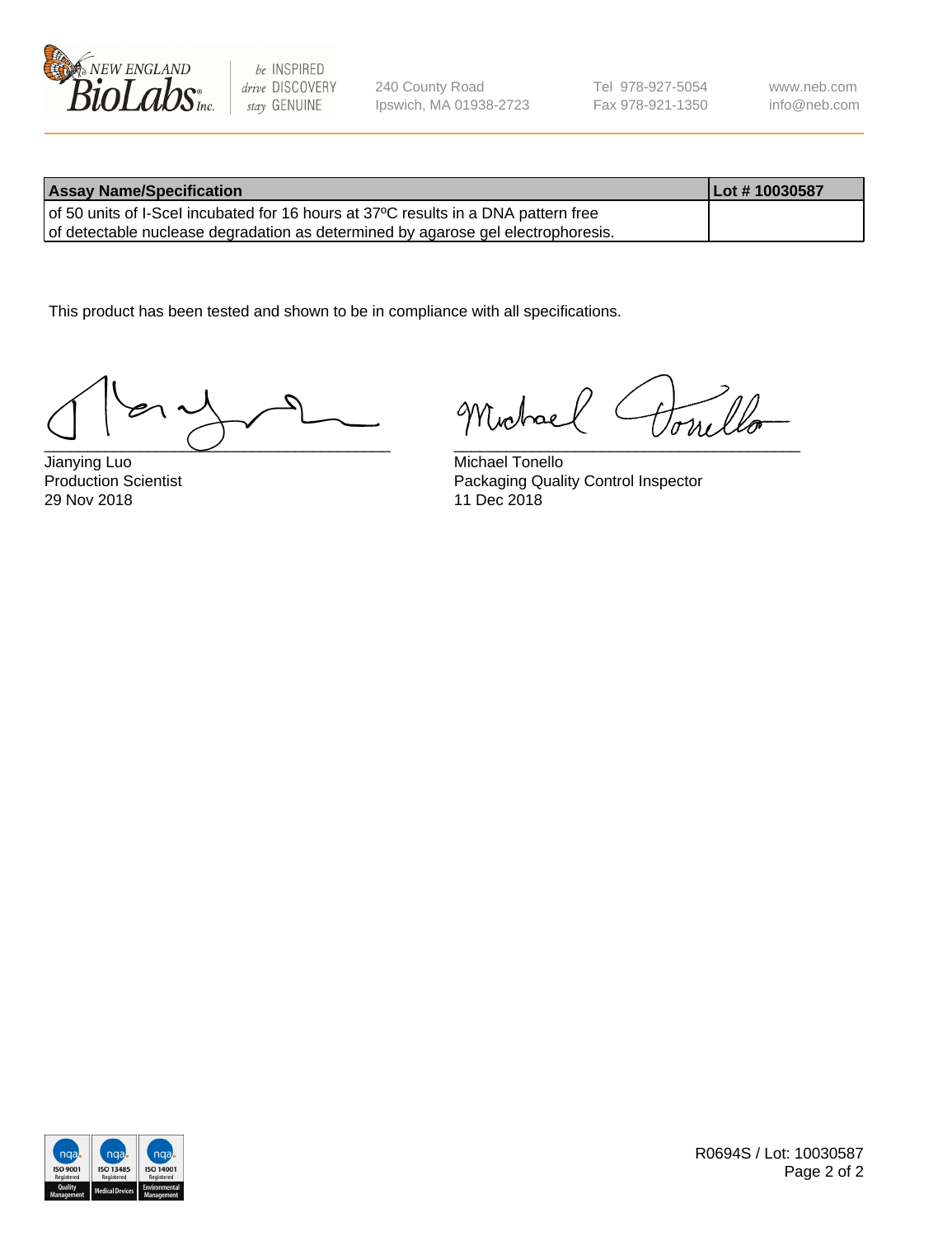NEW ENGLAND BioLabs Inc. — be INSPIRED drive DISCOVERY stay GENUINE

240 County Road
Ipswich, MA 01938-2723

Tel 978-927-5054
Fax 978-921-1350

www.neb.com
info@neb.com

| Assay Name/Specification | Lot # 10030587 |
| --- | --- |
| of 50 units of I-SceI incubated for 16 hours at 37ºC results in a DNA pattern free of detectable nuclease degradation as determined by agarose gel electrophoresis. | |

This product has been tested and shown to be in compliance with all specifications.

Jianying Luo
Production Scientist
29 Nov 2018

Michael Tonello
Packaging Quality Control Inspector
11 Dec 2018

R0694S / Lot: 10030587